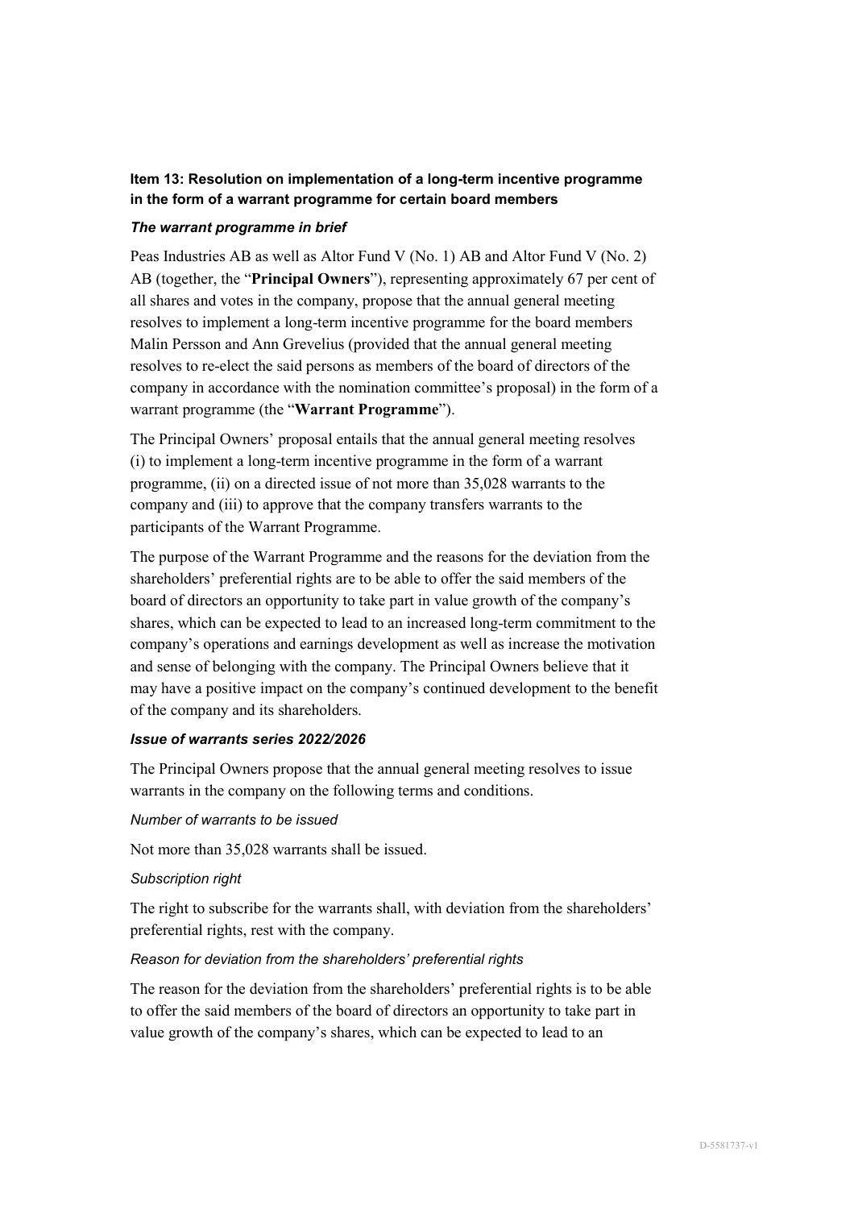**Item 13: Resolution on implementation of a long-term incentive programme in the form of a warrant programme for certain board members**

***The warrant programme in brief***

Peas Industries AB as well as Altor Fund V (No. 1) AB and Altor Fund V (No. 2) AB (together, the "**Principal Owners**"), representing approximately 67 per cent of all shares and votes in the company, propose that the annual general meeting resolves to implement a long-term incentive programme for the board members Malin Persson and Ann Grevelius (provided that the annual general meeting resolves to re-elect the said persons as members of the board of directors of the company in accordance with the nomination committee's proposal) in the form of a warrant programme (the "**Warrant Programme**").

The Principal Owners' proposal entails that the annual general meeting resolves (i) to implement a long-term incentive programme in the form of a warrant programme, (ii) on a directed issue of not more than 35,028 warrants to the company and (iii) to approve that the company transfers warrants to the participants of the Warrant Programme.

The purpose of the Warrant Programme and the reasons for the deviation from the shareholders' preferential rights are to be able to offer the said members of the board of directors an opportunity to take part in value growth of the company's shares, which can be expected to lead to an increased long-term commitment to the company's operations and earnings development as well as increase the motivation and sense of belonging with the company. The Principal Owners believe that it may have a positive impact on the company's continued development to the benefit of the company and its shareholders.

***Issue of warrants series 2022/2026***

The Principal Owners propose that the annual general meeting resolves to issue warrants in the company on the following terms and conditions.

*Number of warrants to be issued*

Not more than 35,028 warrants shall be issued.

*Subscription right*

The right to subscribe for the warrants shall, with deviation from the shareholders' preferential rights, rest with the company.

*Reason for deviation from the shareholders' preferential rights*

The reason for the deviation from the shareholders' preferential rights is to be able to offer the said members of the board of directors an opportunity to take part in value growth of the company's shares, which can be expected to lead to an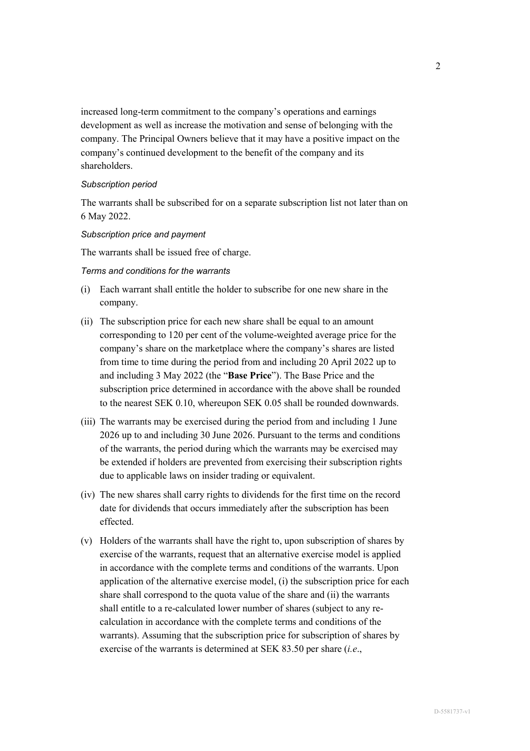increased long-term commitment to the company's operations and earnings development as well as increase the motivation and sense of belonging with the company. The Principal Owners believe that it may have a positive impact on the company's continued development to the benefit of the company and its shareholders.

*Subscription period*

The warrants shall be subscribed for on a separate subscription list not later than on 6 May 2022.

*Subscription price and payment*

The warrants shall be issued free of charge.

*Terms and conditions for the warrants*

(i) Each warrant shall entitle the holder to subscribe for one new share in the company.

(ii) The subscription price for each new share shall be equal to an amount corresponding to 120 per cent of the volume-weighted average price for the company's share on the marketplace where the company's shares are listed from time to time during the period from and including 20 April 2022 up to and including 3 May 2022 (the "**Base Price**"). The Base Price and the subscription price determined in accordance with the above shall be rounded to the nearest SEK 0.10, whereupon SEK 0.05 shall be rounded downwards.

(iii) The warrants may be exercised during the period from and including 1 June 2026 up to and including 30 June 2026. Pursuant to the terms and conditions of the warrants, the period during which the warrants may be exercised may be extended if holders are prevented from exercising their subscription rights due to applicable laws on insider trading or equivalent.

(iv) The new shares shall carry rights to dividends for the first time on the record date for dividends that occurs immediately after the subscription has been effected.

(v) Holders of the warrants shall have the right to, upon subscription of shares by exercise of the warrants, request that an alternative exercise model is applied in accordance with the complete terms and conditions of the warrants. Upon application of the alternative exercise model, (i) the subscription price for each share shall correspond to the quota value of the share and (ii) the warrants shall entitle to a re-calculated lower number of shares (subject to any re-calculation in accordance with the complete terms and conditions of the warrants). Assuming that the subscription price for subscription of shares by exercise of the warrants is determined at SEK 83.50 per share (*i.e.*,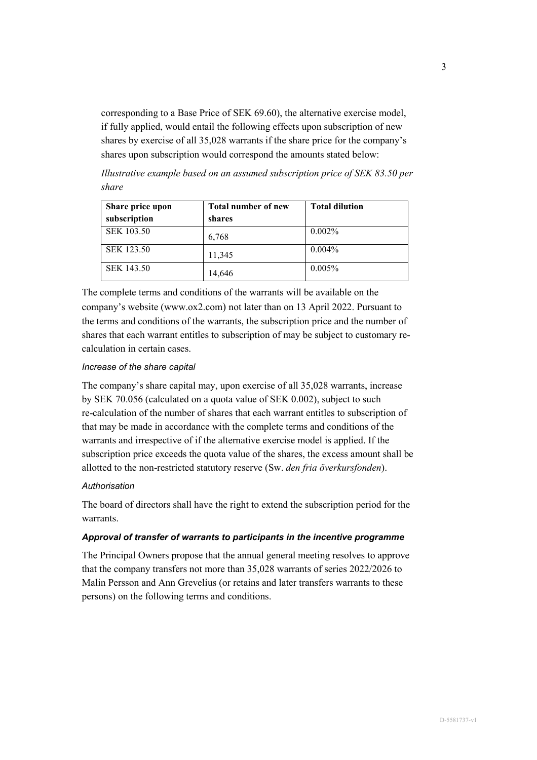corresponding to a Base Price of SEK 69.60), the alternative exercise model, if fully applied, would entail the following effects upon subscription of new shares by exercise of all 35,028 warrants if the share price for the company's shares upon subscription would correspond the amounts stated below:

*Illustrative example based on an assumed subscription price of SEK 83.50 per share*

| Share price upon subscription | Total number of new shares | Total dilution |
|---|---|---|
| SEK 103.50 | 6,768 | 0.002% |
| SEK 123.50 | 11,345 | 0.004% |
| SEK 143.50 | 14,646 | 0.005% |

The complete terms and conditions of the warrants will be available on the company's website (www.ox2.com) not later than on 13 April 2022. Pursuant to the terms and conditions of the warrants, the subscription price and the number of shares that each warrant entitles to subscription of may be subject to customary re-calculation in certain cases.

*Increase of the share capital*

The company's share capital may, upon exercise of all 35,028 warrants, increase by SEK 70.056 (calculated on a quota value of SEK 0.002), subject to such re-calculation of the number of shares that each warrant entitles to subscription of that may be made in accordance with the complete terms and conditions of the warrants and irrespective of if the alternative exercise model is applied. If the subscription price exceeds the quota value of the shares, the excess amount shall be allotted to the non-restricted statutory reserve (Sw. *den fria överkursfonden*).

*Authorisation*

The board of directors shall have the right to extend the subscription period for the warrants.

***Approval of transfer of warrants to participants in the incentive programme***

The Principal Owners propose that the annual general meeting resolves to approve that the company transfers not more than 35,028 warrants of series 2022/2026 to Malin Persson and Ann Grevelius (or retains and later transfers warrants to these persons) on the following terms and conditions.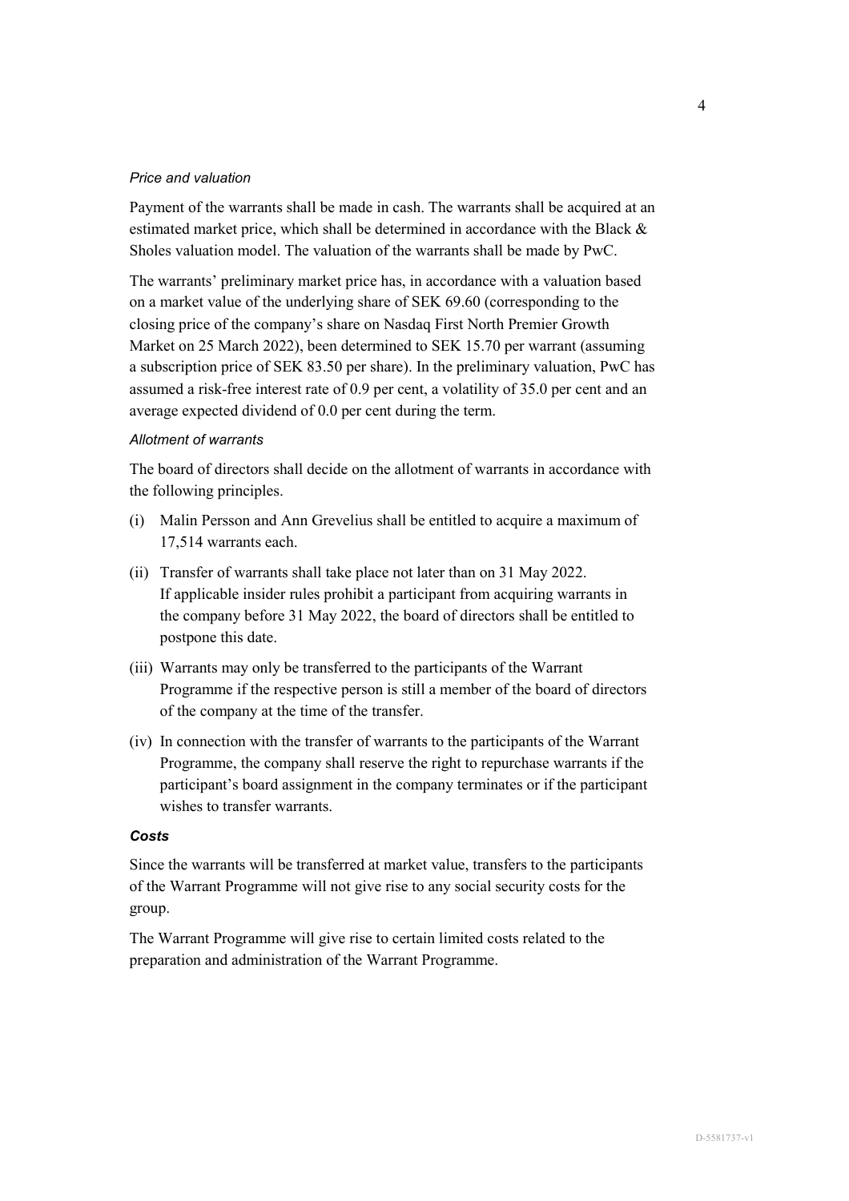*Price and valuation*

Payment of the warrants shall be made in cash. The warrants shall be acquired at an estimated market price, which shall be determined in accordance with the Black & Sholes valuation model. The valuation of the warrants shall be made by PwC.

The warrants' preliminary market price has, in accordance with a valuation based on a market value of the underlying share of SEK 69.60 (corresponding to the closing price of the company's share on Nasdaq First North Premier Growth Market on 25 March 2022), been determined to SEK 15.70 per warrant (assuming a subscription price of SEK 83.50 per share). In the preliminary valuation, PwC has assumed a risk-free interest rate of 0.9 per cent, a volatility of 35.0 per cent and an average expected dividend of 0.0 per cent during the term.

*Allotment of warrants*

The board of directors shall decide on the allotment of warrants in accordance with the following principles.

(i) Malin Persson and Ann Grevelius shall be entitled to acquire a maximum of 17,514 warrants each.

(ii) Transfer of warrants shall take place not later than on 31 May 2022. If applicable insider rules prohibit a participant from acquiring warrants in the company before 31 May 2022, the board of directors shall be entitled to postpone this date.

(iii) Warrants may only be transferred to the participants of the Warrant Programme if the respective person is still a member of the board of directors of the company at the time of the transfer.

(iv) In connection with the transfer of warrants to the participants of the Warrant Programme, the company shall reserve the right to repurchase warrants if the participant's board assignment in the company terminates or if the participant wishes to transfer warrants.

***Costs***

Since the warrants will be transferred at market value, transfers to the participants of the Warrant Programme will not give rise to any social security costs for the group.

The Warrant Programme will give rise to certain limited costs related to the preparation and administration of the Warrant Programme.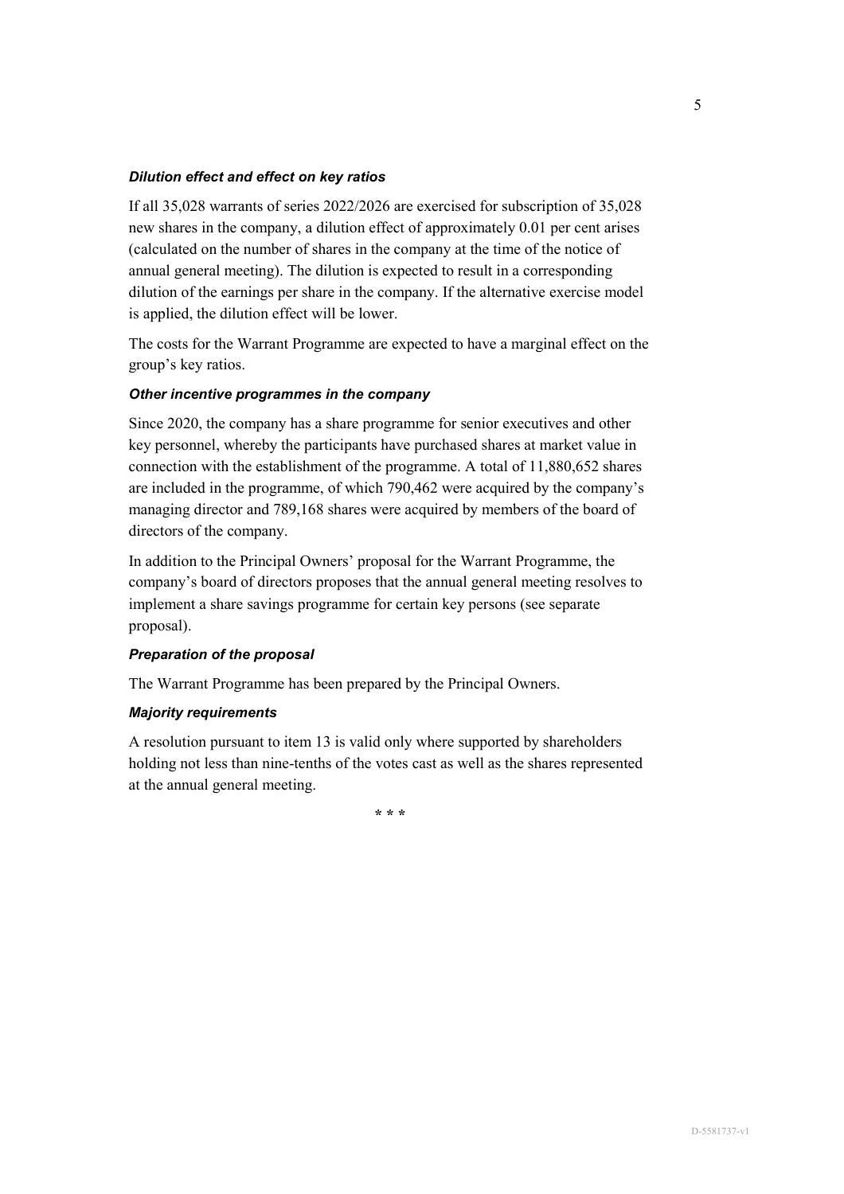***Dilution effect and effect on key ratios***

If all 35,028 warrants of series 2022/2026 are exercised for subscription of 35,028 new shares in the company, a dilution effect of approximately 0.01 per cent arises (calculated on the number of shares in the company at the time of the notice of annual general meeting). The dilution is expected to result in a corresponding dilution of the earnings per share in the company. If the alternative exercise model is applied, the dilution effect will be lower.

The costs for the Warrant Programme are expected to have a marginal effect on the group's key ratios.

***Other incentive programmes in the company***

Since 2020, the company has a share programme for senior executives and other key personnel, whereby the participants have purchased shares at market value in connection with the establishment of the programme. A total of 11,880,652 shares are included in the programme, of which 790,462 were acquired by the company's managing director and 789,168 shares were acquired by members of the board of directors of the company.

In addition to the Principal Owners' proposal for the Warrant Programme, the company's board of directors proposes that the annual general meeting resolves to implement a share savings programme for certain key persons (see separate proposal).

***Preparation of the proposal***

The Warrant Programme has been prepared by the Principal Owners.

***Majority requirements***

A resolution pursuant to item 13 is valid only where supported by shareholders holding not less than nine-tenths of the votes cast as well as the shares represented at the annual general meeting.

\* \* \*